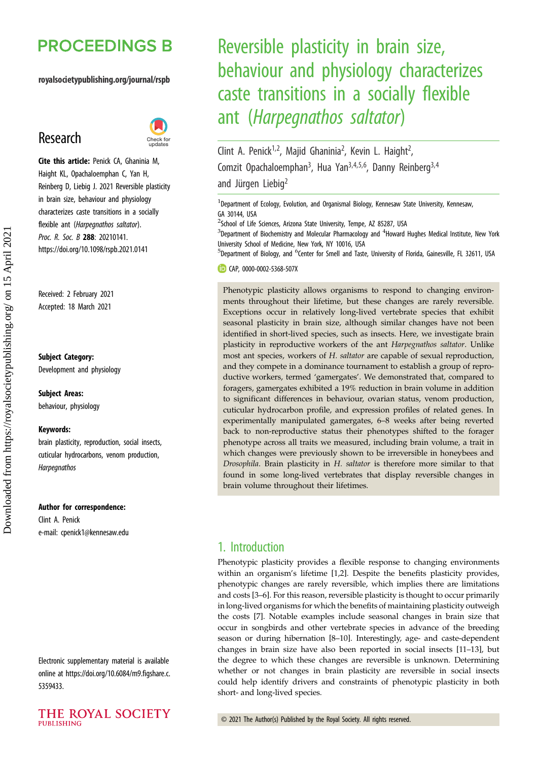# Reversible plasticity in brain size, behaviour and physiology characterizes caste transitions in a socially flexible ant (*Harpegnathos saltator*)

Clint A. Penick[1,2], Majid Ghaninia[2], Kevin L. Haight[2], Comzit Opachaloemphan[3], Hua Yan[3,4,5,6], Danny Reinberg[3,4] and Jürgen Liebig[2]

[1]Department of Ecology, Evolution, and Organismal Biology, Kennesaw State University, Kennesaw, GA 30144, USA
[2]School of Life Sciences, Arizona State University, Tempe, AZ 85287, USA
[3]Department of Biochemistry and Molecular Pharmacology and [4]Howard Hughes Medical Institute, New York University School of Medicine, New York, NY 10016, USA
[5]Department of Biology, and [6]Center for Smell and Taste, University of Florida, Gainesville, FL 32611, USA

CAP, 0000-0002-5368-507X

PROCEEDINGS B

royalsocietypublishing.org/journal/rspb

Research

**Cite this article:** Penick CA, Ghaninia M, Haight KL, Opachaloemphan C, Yan H, Reinberg D, Liebig J. 2021 Reversible plasticity in brain size, behaviour and physiology characterizes caste transitions in a socially flexible ant (*Harpegnathos saltator*). *Proc. R. Soc. B* **288**: 20210141. https://doi.org/10.1098/rspb.2021.0141

Received: 2 February 2021
Accepted: 18 March 2021

**Subject Category:**
Development and physiology

**Subject Areas:**
behaviour, physiology

**Keywords:**
brain plasticity, reproduction, social insects, cuticular hydrocarbons, venom production, *Harpegnathos*

**Author for correspondence:**
Clint A. Penick
e-mail: cpenick1@kennesaw.edu

Electronic supplementary material is available online at https://doi.org/10.6084/m9.figshare.c.5359433.

Phenotypic plasticity allows organisms to respond to changing environments throughout their lifetime, but these changes are rarely reversible. Exceptions occur in relatively long-lived vertebrate species that exhibit seasonal plasticity in brain size, although similar changes have not been identified in short-lived species, such as insects. Here, we investigate brain plasticity in reproductive workers of the ant *Harpegnathos saltator*. Unlike most ant species, workers of *H. saltator* are capable of sexual reproduction, and they compete in a dominance tournament to establish a group of reproductive workers, termed 'gamergates'. We demonstrated that, compared to foragers, gamergates exhibited a 19% reduction in brain volume in addition to significant differences in behaviour, ovarian status, venom production, cuticular hydrocarbon profile, and expression profiles of related genes. In experimentally manipulated gamergates, 6–8 weeks after being reverted back to non-reproductive status their phenotypes shifted to the forager phenotype across all traits we measured, including brain volume, a trait in which changes were previously shown to be irreversible in honeybees and *Drosophila*. Brain plasticity in *H. saltator* is therefore more similar to that found in some long-lived vertebrates that display reversible changes in brain volume throughout their lifetimes.

## 1. Introduction

Phenotypic plasticity provides a flexible response to changing environments within an organism's lifetime [1,2]. Despite the benefits plasticity provides, phenotypic changes are rarely reversible, which implies there are limitations and costs [3–6]. For this reason, reversible plasticity is thought to occur primarily in long-lived organisms for which the benefits of maintaining plasticity outweigh the costs [7]. Notable examples include seasonal changes in brain size that occur in songbirds and other vertebrate species in advance of the breeding season or during hibernation [8–10]. Interestingly, age- and caste-dependent changes in brain size have also been reported in social insects [11–13], but the degree to which these changes are reversible is unknown. Determining whether or not changes in brain plasticity are reversible in social insects could help identify drivers and constraints of phenotypic plasticity in both short- and long-lived species.

© 2021 The Author(s) Published by the Royal Society. All rights reserved.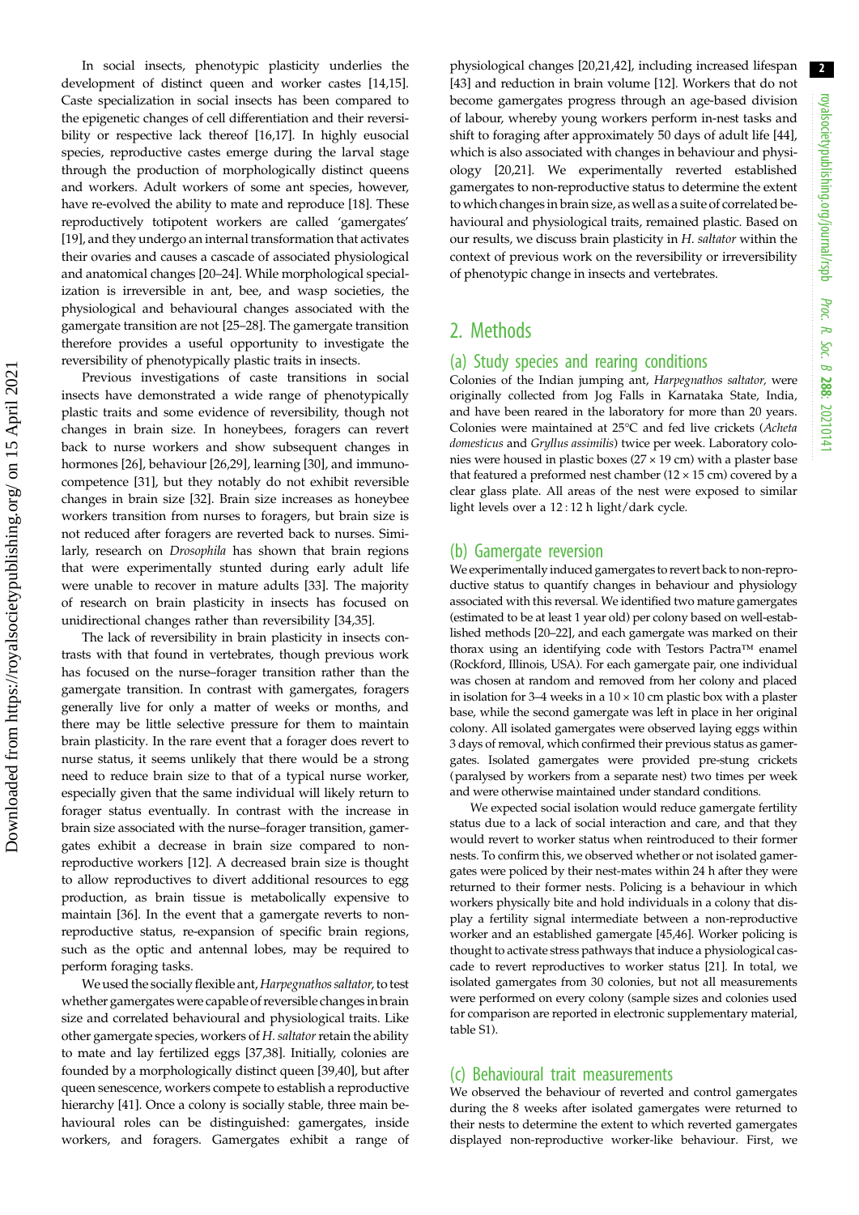In social insects, phenotypic plasticity underlies the development of distinct queen and worker castes [14,15]. Caste specialization in social insects has been compared to the epigenetic changes of cell differentiation and their reversibility or respective lack thereof [16,17]. In highly eusocial species, reproductive castes emerge during the larval stage through the production of morphologically distinct queens and workers. Adult workers of some ant species, however, have re-evolved the ability to mate and reproduce [18]. These reproductively totipotent workers are called 'gamergates' [19], and they undergo an internal transformation that activates their ovaries and causes a cascade of associated physiological and anatomical changes [20–24]. While morphological specialization is irreversible in ant, bee, and wasp societies, the physiological and behavioural changes associated with the gamergate transition are not [25–28]. The gamergate transition therefore provides a useful opportunity to investigate the reversibility of phenotypically plastic traits in insects.

Previous investigations of caste transitions in social insects have demonstrated a wide range of phenotypically plastic traits and some evidence of reversibility, though not changes in brain size. In honeybees, foragers can revert back to nurse workers and show subsequent changes in hormones [26], behaviour [26,29], learning [30], and immunocompetence [31], but they notably do not exhibit reversible changes in brain size [32]. Brain size increases as honeybee workers transition from nurses to foragers, but brain size is not reduced after foragers are reverted back to nurses. Similarly, research on *Drosophila* has shown that brain regions that were experimentally stunted during early adult life were unable to recover in mature adults [33]. The majority of research on brain plasticity in insects has focused on unidirectional changes rather than reversibility [34,35].

The lack of reversibility in brain plasticity in insects contrasts with that found in vertebrates, though previous work has focused on the nurse–forager transition rather than the gamergate transition. In contrast with gamergates, foragers generally live for only a matter of weeks or months, and there may be little selective pressure for them to maintain brain plasticity. In the rare event that a forager does revert to nurse status, it seems unlikely that there would be a strong need to reduce brain size to that of a typical nurse worker, especially given that the same individual will likely return to forager status eventually. In contrast with the increase in brain size associated with the nurse–forager transition, gamergates exhibit a decrease in brain size compared to non-reproductive workers [12]. A decreased brain size is thought to allow reproductives to divert additional resources to egg production, as brain tissue is metabolically expensive to maintain [36]. In the event that a gamergate reverts to non-reproductive status, re-expansion of specific brain regions, such as the optic and antennal lobes, may be required to perform foraging tasks.

We used the socially flexible ant, *Harpegnathos saltator*, to test whether gamergates were capable of reversible changes in brain size and correlated behavioural and physiological traits. Like other gamergate species, workers of *H. saltator* retain the ability to mate and lay fertilized eggs [37,38]. Initially, colonies are founded by a morphologically distinct queen [39,40], but after queen senescence, workers compete to establish a reproductive hierarchy [41]. Once a colony is socially stable, three main behavioural roles can be distinguished: gamergates, inside workers, and foragers. Gamergates exhibit a range of physiological changes [20,21,42], including increased lifespan [43] and reduction in brain volume [12]. Workers that do not become gamergates progress through an age-based division of labour, whereby young workers perform in-nest tasks and shift to foraging after approximately 50 days of adult life [44], which is also associated with changes in behaviour and physiology [20,21]. We experimentally reverted established gamergates to non-reproductive status to determine the extent to which changes in brain size, as well as a suite of correlated behavioural and physiological traits, remained plastic. Based on our results, we discuss brain plasticity in *H. saltator* within the context of previous work on the reversibility or irreversibility of phenotypic change in insects and vertebrates.

## 2. Methods

### (a) Study species and rearing conditions

Colonies of the Indian jumping ant, *Harpegnathos saltator,* were originally collected from Jog Falls in Karnataka State, India, and have been reared in the laboratory for more than 20 years. Colonies were maintained at 25°C and fed live crickets (*Acheta domesticus* and *Gryllus assimilis*) twice per week. Laboratory colonies were housed in plastic boxes (27 × 19 cm) with a plaster base that featured a preformed nest chamber (12 × 15 cm) covered by a clear glass plate. All areas of the nest were exposed to similar light levels over a 12 : 12 h light/dark cycle.

### (b) Gamergate reversion

We experimentally induced gamergates to revert back to non-reproductive status to quantify changes in behaviour and physiology associated with this reversal. We identified two mature gamergates (estimated to be at least 1 year old) per colony based on well-established methods [20–22], and each gamergate was marked on their thorax using an identifying code with Testors Pactra™ enamel (Rockford, Illinois, USA). For each gamergate pair, one individual was chosen at random and removed from her colony and placed in isolation for 3–4 weeks in a 10 × 10 cm plastic box with a plaster base, while the second gamergate was left in place in her original colony. All isolated gamergates were observed laying eggs within 3 days of removal, which confirmed their previous status as gamergates. Isolated gamergates were provided pre-stung crickets (paralysed by workers from a separate nest) two times per week and were otherwise maintained under standard conditions.

We expected social isolation would reduce gamergate fertility status due to a lack of social interaction and care, and that they would revert to worker status when reintroduced to their former nests. To confirm this, we observed whether or not isolated gamergates were policed by their nest-mates within 24 h after they were returned to their former nests. Policing is a behaviour in which workers physically bite and hold individuals in a colony that display a fertility signal intermediate between a non-reproductive worker and an established gamergate [45,46]. Worker policing is thought to activate stress pathways that induce a physiological cascade to revert reproductives to worker status [21]. In total, we isolated gamergates from 30 colonies, but not all measurements were performed on every colony (sample sizes and colonies used for comparison are reported in electronic supplementary material, table S1).

### (c) Behavioural trait measurements

We observed the behaviour of reverted and control gamergates during the 8 weeks after isolated gamergates were returned to their nests to determine the extent to which reverted gamergates displayed non-reproductive worker-like behaviour. First, we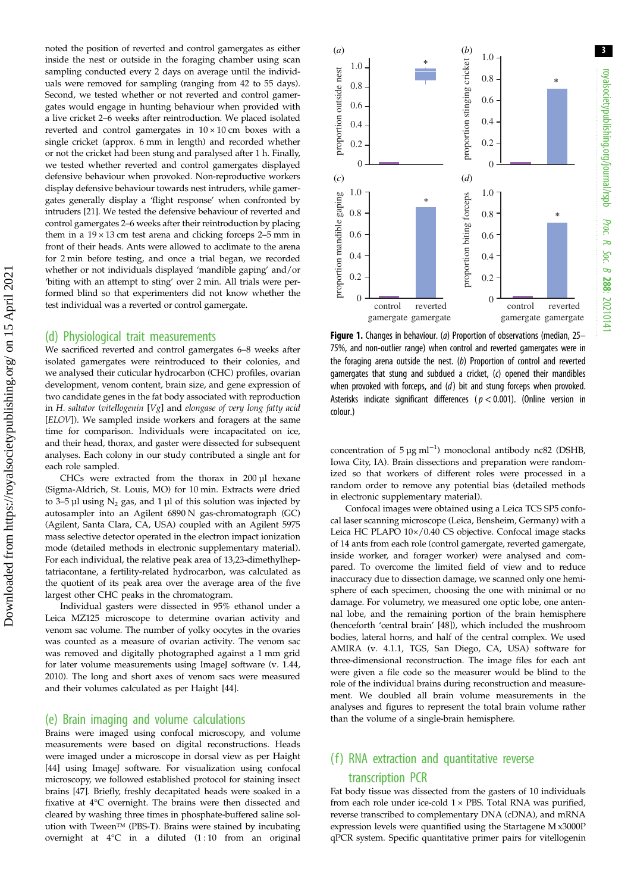noted the position of reverted and control gamergates as either inside the nest or outside in the foraging chamber using scan sampling conducted every 2 days on average until the individuals were removed for sampling (ranging from 42 to 55 days). Second, we tested whether or not reverted and control gamergates would engage in hunting behaviour when provided with a live cricket 2–6 weeks after reintroduction. We placed isolated reverted and control gamergates in 10 × 10 cm boxes with a single cricket (approx. 6 mm in length) and recorded whether or not the cricket had been stung and paralysed after 1 h. Finally, we tested whether reverted and control gamergates displayed defensive behaviour when provoked. Non-reproductive workers display defensive behaviour towards nest intruders, while gamergates generally display a 'flight response' when confronted by intruders [21]. We tested the defensive behaviour of reverted and control gamergates 2–6 weeks after their reintroduction by placing them in a 19 × 13 cm test arena and clicking forceps 2–5 mm in front of their heads. Ants were allowed to acclimate to the arena for 2 min before testing, and once a trial began, we recorded whether or not individuals displayed 'mandible gaping' and/or 'biting with an attempt to sting' over 2 min. All trials were performed blind so that experimenters did not know whether the test individual was a reverted or control gamergate.

## (d) Physiological trait measurements

We sacrificed reverted and control gamergates 6–8 weeks after isolated gamergates were reintroduced to their colonies, and we analysed their cuticular hydrocarbon (CHC) profiles, ovarian development, venom content, brain size, and gene expression of two candidate genes in the fat body associated with reproduction in *H. saltator* (*vitellogenin* [*Vg*] and *elongase of very long fatty acid* [*ELOV*]). We sampled inside workers and foragers at the same time for comparison. Individuals were incapacitated on ice, and their head, thorax, and gaster were dissected for subsequent analyses. Each colony in our study contributed a single ant for each role sampled.

CHCs were extracted from the thorax in 200 µl hexane (Sigma-Aldrich, St. Louis, MO) for 10 min. Extracts were dried to 3–5 µl using $N_2$ gas, and 1 µl of this solution was injected by autosampler into an Agilent 6890 N gas-chromatograph (GC) (Agilent, Santa Clara, CA, USA) coupled with an Agilent 5975 mass selective detector operated in the electron impact ionization mode (detailed methods in electronic supplementary material). For each individual, the relative peak area of 13,23-dimethylheptatriacontane, a fertility-related hydrocarbon, was calculated as the quotient of its peak area over the average area of the five largest other CHC peaks in the chromatogram.

Individual gasters were dissected in 95% ethanol under a Leica MZ125 microscope to determine ovarian activity and venom sac volume. The number of yolky oocytes in the ovaries was counted as a measure of ovarian activity. The venom sac was removed and digitally photographed against a 1 mm grid for later volume measurements using ImageJ software (v. 1.44, 2010). The long and short axes of venom sacs were measured and their volumes calculated as per Haight [44].

## (e) Brain imaging and volume calculations

Brains were imaged using confocal microscopy, and volume measurements were based on digital reconstructions. Heads were imaged under a microscope in dorsal view as per Haight [44] using ImageJ software. For visualization using confocal microscopy, we followed established protocol for staining insect brains [47]. Briefly, freshly decapitated heads were soaked in a fixative at 4°C overnight. The brains were then dissected and cleared by washing three times in phosphate-buffered saline solution with Tween™ (PBS-T). Brains were stained by incubating overnight at 4°C in a diluted (1 : 10 from an original concentration of 5 µg ml$^{-1}$) monoclonal antibody nc82 (DSHB, Iowa City, IA). Brain dissections and preparation were randomized so that workers of different roles were processed in a random order to remove any potential bias (detailed methods in electronic supplementary material).

Confocal images were obtained using a Leica TCS SP5 confocal laser scanning microscope (Leica, Bensheim, Germany) with a Leica HC PLAPO 10×/0.40 CS objective. Confocal image stacks of 14 ants from each role (control gamergate, reverted gamergate, inside worker, and forager worker) were analysed and compared. To overcome the limited field of view and to reduce inaccuracy due to dissection damage, we scanned only one hemisphere of each specimen, choosing the one with minimal or no damage. For volumetry, we measured one optic lobe, one antennal lobe, and the remaining portion of the brain hemisphere (henceforth 'central brain' [48]), which included the mushroom bodies, lateral horns, and half of the central complex. We used AMIRA (v. 4.1.1, TGS, San Diego, CA, USA) software for three-dimensional reconstruction. The image files for each ant were given a file code so the measurer would be blind to the role of the individual brains during reconstruction and measurement. We doubled all brain volume measurements in the analyses and figures to represent the total brain volume rather than the volume of a single-brain hemisphere.

**Figure 1.** Changes in behaviour. (*a*) Proportion of observations (median, 25–75%, and non-outlier range) when control and reverted gamergates were in the foraging arena outside the nest. (*b*) Proportion of control and reverted gamergates that stung and subdued a cricket, (*c*) opened their mandibles when provoked with forceps, and (*d*) bit and stung forceps when provoked. Asterisks indicate significant differences ($p < 0.001$). (Online version in colour.)

## (f) RNA extraction and quantitative reverse transcription PCR

Fat body tissue was dissected from the gasters of 10 individuals from each role under ice-cold 1 × PBS. Total RNA was purified, reverse transcribed to complementary DNA (cDNA), and mRNA expression levels were quantified using the Startagene M x3000P qPCR system. Specific quantitative primer pairs for vitellogenin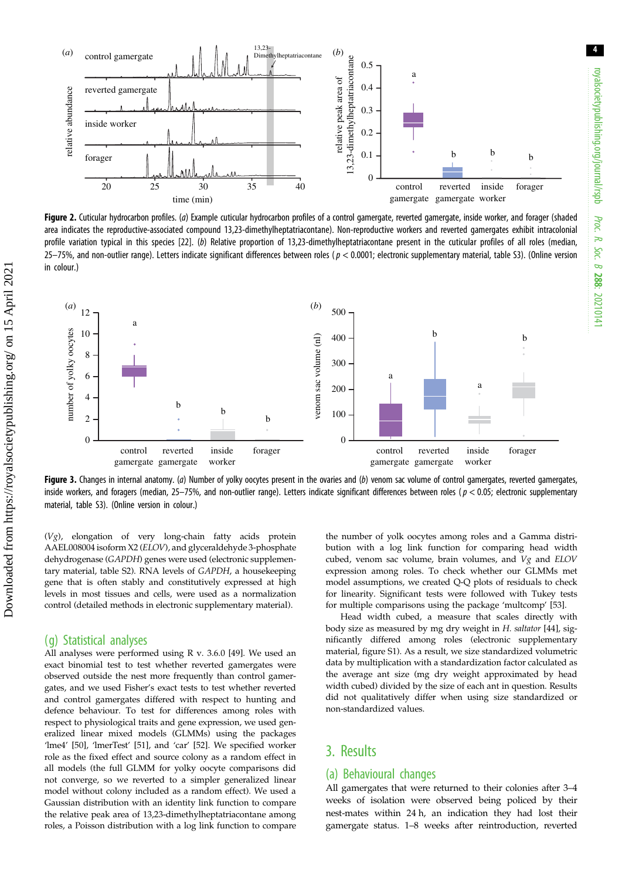**Figure 2.** Cuticular hydrocarbon profiles. (*a*) Example cuticular hydrocarbon profiles of a control gamergate, reverted gamergate, inside worker, and forager (shaded area indicates the reproductive-associated compound 13,23-dimethylheptatriacontane). Non-reproductive workers and reverted gamergates exhibit intracolonial profile variation typical in this species [22]. (*b*) Relative proportion of 13,23-dimethylheptatriacontane present in the cuticular profiles of all roles (median, 25–75%, and non-outlier range). Letters indicate significant differences between roles ($p < 0.0001$; electronic supplementary material, table S3). (Online version in colour.)

**Figure 3.** Changes in internal anatomy. (*a*) Number of yolky oocytes present in the ovaries and (*b*) venom sac volume of control gamergates, reverted gamergates, inside workers, and foragers (median, 25–75%, and non-outlier range). Letters indicate significant differences between roles ($p < 0.05$; electronic supplementary material, table S3). (Online version in colour.)

(*Vg*), elongation of very long-chain fatty acids protein AAEL008004 isoform X2 (*ELOV*), and glyceraldehyde 3-phosphate dehydrogenase (*GAPDH*) genes were used (electronic supplementary material, table S2). RNA levels of *GAPDH*, a housekeeping gene that is often stably and constitutively expressed at high levels in most tissues and cells, were used as a normalization control (detailed methods in electronic supplementary material).

## (g) Statistical analyses

All analyses were performed using R v. 3.6.0 [49]. We used an exact binomial test to test whether reverted gamergates were observed outside the nest more frequently than control gamergates, and we used Fisher's exact tests to test whether reverted and control gamergates differed with respect to hunting and defence behaviour. To test for differences among roles with respect to physiological traits and gene expression, we used generalized linear mixed models (GLMMs) using the packages 'lme4' [50], 'lmerTest' [51], and 'car' [52]. We specified worker role as the fixed effect and source colony as a random effect in all models (the full GLMM for yolky oocyte comparisons did not converge, so we reverted to a simpler generalized linear model without colony included as a random effect). We used a Gaussian distribution with an identity link function to compare the relative peak area of 13,23-dimethylheptatriacontane among roles, a Poisson distribution with a log link function to compare the number of yolk oocytes among roles and a Gamma distribution with a log link function for comparing head width cubed, venom sac volume, brain volumes, and *Vg* and *ELOV* expression among roles. To check whether our GLMMs met model assumptions, we created Q-Q plots of residuals to check for linearity. Significant tests were followed with Tukey tests for multiple comparisons using the package 'multcomp' [53].

Head width cubed, a measure that scales directly with body size as measured by mg dry weight in *H. saltator* [44], significantly differed among roles (electronic supplementary material, figure S1). As a result, we size standardized volumetric data by multiplication with a standardization factor calculated as the average ant size (mg dry weight approximated by head width cubed) divided by the size of each ant in question. Results did not qualitatively differ when using size standardized or non-standardized values.

# 3. Results

## (a) Behavioural changes

All gamergates that were returned to their colonies after 3–4 weeks of isolation were observed being policed by their nest-mates within 24 h, an indication they had lost their gamergate status. 1–8 weeks after reintroduction, reverted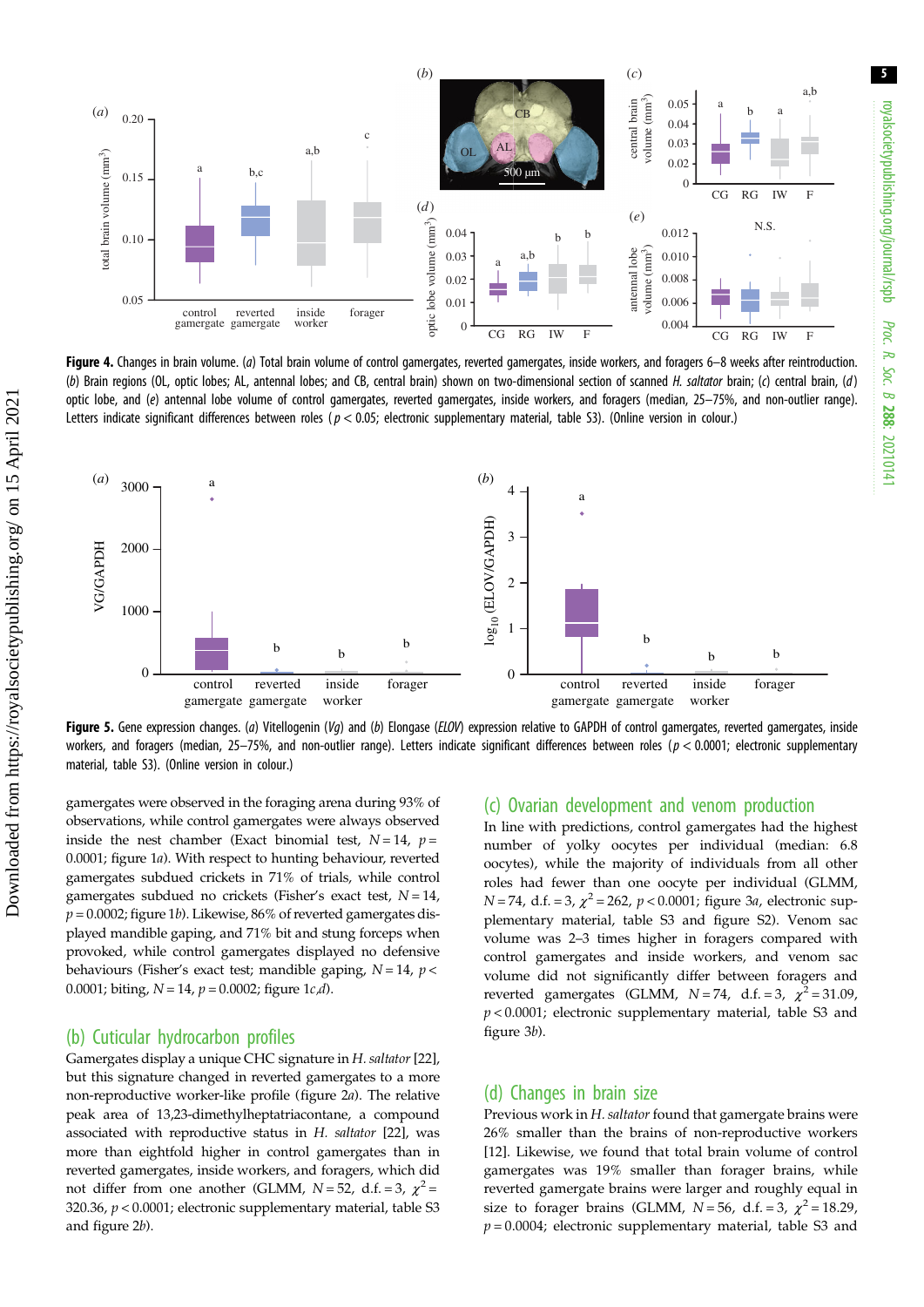**Figure 4.** Changes in brain volume. (*a*) Total brain volume of control gamergates, reverted gamergates, inside workers, and foragers 6–8 weeks after reintroduction. (*b*) Brain regions (OL, optic lobes; AL, antennal lobes; and CB, central brain) shown on two-dimensional section of scanned *H. saltator* brain; (*c*) central brain, (*d*) optic lobe, and (*e*) antennal lobe volume of control gamergates, reverted gamergates, inside workers, and foragers (median, 25–75%, and non-outlier range). Letters indicate significant differences between roles ($p < 0.05$; electronic supplementary material, table S3). (Online version in colour.)

**Figure 5.** Gene expression changes. (*a*) Vitellogenin (*Vg*) and (*b*) Elongase (*ELOV*) expression relative to GAPDH of control gamergates, reverted gamergates, inside workers, and foragers (median, 25–75%, and non-outlier range). Letters indicate significant differences between roles ($p < 0.0001$; electronic supplementary material, table S3). (Online version in colour.)

gamergates were observed in the foraging arena during 93% of observations, while control gamergates were always observed inside the nest chamber (Exact binomial test, $N = 14$, $p = 0.0001$; figure 1*a*). With respect to hunting behaviour, reverted gamergates subdued crickets in 71% of trials, while control gamergates subdued no crickets (Fisher's exact test, $N = 14$, $p = 0.0002$; figure 1*b*). Likewise, 86% of reverted gamergates displayed mandible gaping, and 71% bit and stung forceps when provoked, while control gamergates displayed no defensive behaviours (Fisher's exact test; mandible gaping, $N = 14$, $p < 0.0001$; biting, $N = 14$, $p = 0.0002$; figure 1*c*,*d*).

## (b) Cuticular hydrocarbon profiles

Gamergates display a unique CHC signature in *H. saltator* [22], but this signature changed in reverted gamergates to a more non-reproductive worker-like profile (figure 2*a*). The relative peak area of 13,23-dimethylheptatriacontane, a compound associated with reproductive status in *H. saltator* [22], was more than eightfold higher in control gamergates than in reverted gamergates, inside workers, and foragers, which did not differ from one another (GLMM, $N = 52$, d.f. = 3, $\chi^2 = 320.36$, $p < 0.0001$; electronic supplementary material, table S3 and figure 2*b*).

## (c) Ovarian development and venom production

In line with predictions, control gamergates had the highest number of yolky oocytes per individual (median: 6.8 oocytes), while the majority of individuals from all other roles had fewer than one oocyte per individual (GLMM, $N = 74$, d.f. = 3, $\chi^2 = 262$, $p < 0.0001$; figure 3*a*, electronic supplementary material, table S3 and figure S2). Venom sac volume was 2–3 times higher in foragers compared with control gamergates and inside workers, and venom sac volume did not significantly differ between foragers and reverted gamergates (GLMM, $N = 74$, d.f. = 3, $\chi^2 = 31.09$, $p < 0.0001$; electronic supplementary material, table S3 and figure 3*b*).

## (d) Changes in brain size

Previous work in *H. saltator* found that gamergate brains were 26% smaller than the brains of non-reproductive workers [12]. Instead, we found that total brain volume of control gamergates was 19% smaller than forager brains, while reverted gamergate brains were larger and roughly equal in size to forager brains (GLMM, $N = 56$, d.f. = 3, $\chi^2 = 18.29$, $p = 0.0004$; electronic supplementary material, table S3 and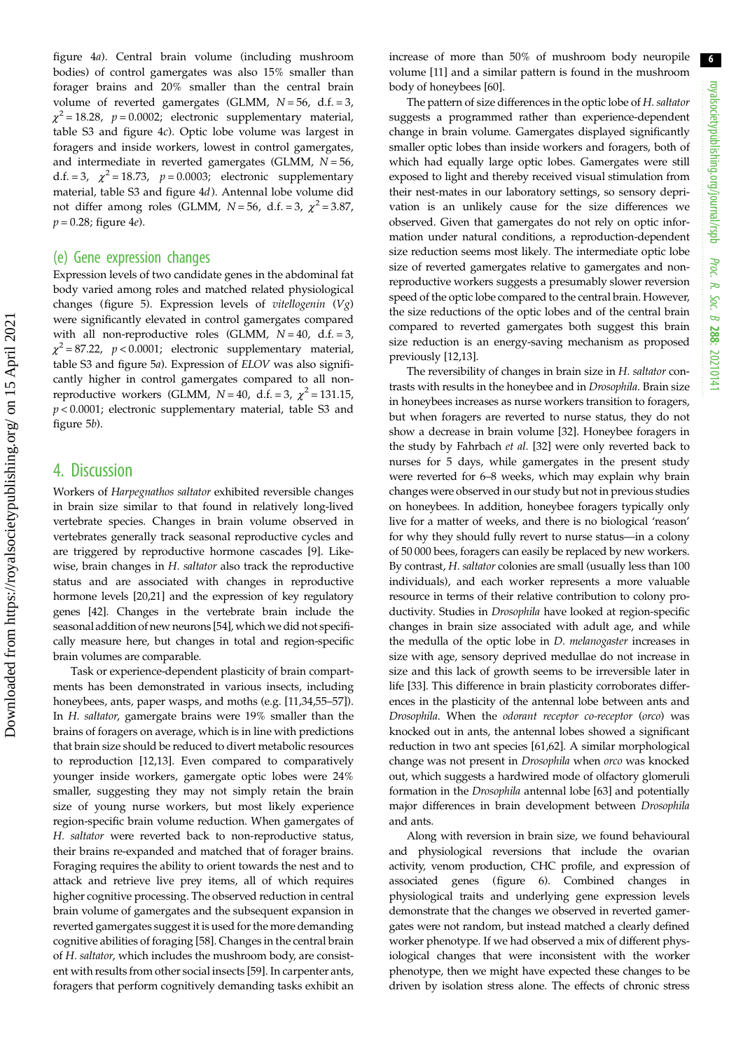figure 4*a*). Central brain volume (including mushroom bodies) of control gamergates was also 15% smaller than forager brains and 20% smaller than the central brain volume of reverted gamergates (GLMM, $N = 56$, d.f. = 3, $\chi^2 = 18.28$, $p = 0.0002$; electronic supplementary material, table S3 and figure 4*c*). Optic lobe volume was largest in foragers and inside workers, lowest in control gamergates, and intermediate in reverted gamergates (GLMM, $N = 56$, d.f. = 3, $\chi^2 = 18.73$, $p = 0.0003$; electronic supplementary material, table S3 and figure 4*d*). Antennal lobe volume did not differ among roles (GLMM, $N = 56$, d.f. = 3, $\chi^2 = 3.87$, $p = 0.28$; figure 4*e*).

## (e) Gene expression changes

Expression levels of two candidate genes in the abdominal fat body varied among roles and matched related physiological changes (figure 5). Expression levels of *vitellogenin* (*Vg*) were significantly elevated in control gamergates compared with all non-reproductive roles (GLMM, $N = 40$, d.f. = 3, $\chi^2 = 87.22$, $p < 0.0001$; electronic supplementary material, table S3 and figure 5*a*). Expression of *ELOV* was also significantly higher in control gamergates compared to all non-reproductive workers (GLMM, $N = 40$, d.f. = 3, $\chi^2 = 131.15$, $p < 0.0001$; electronic supplementary material, table S3 and figure 5*b*).

# 4. Discussion

Workers of *Harpegnathos saltator* exhibited reversible changes in brain size similar to that found in relatively long-lived vertebrate species. Changes in brain volume observed in vertebrates generally track seasonal reproductive cycles and are triggered by reproductive hormone cascades [9]. Likewise, brain changes in *H. saltator* also track the reproductive status and are associated with changes in reproductive hormone levels [20,21] and the expression of key regulatory genes [42]. Changes in the vertebrate brain include the seasonal addition of new neurons [54], which we did not specifically measure here, but changes in total and region-specific brain volumes are comparable.

Task or experience-dependent plasticity of brain compartments has been demonstrated in various insects, including honeybees, ants, paper wasps, and moths (e.g. [11,34,55–57]). In *H. saltator*, gamergate brains were 19% smaller than the brains of foragers on average, which is in line with predictions that brain size should be reduced to divert metabolic resources to reproduction [12,13]. Even compared to comparatively younger inside workers, gamergate optic lobes were 24% smaller, suggesting they may not simply retain the brain size of young nurse workers, but most likely experience region-specific brain volume reduction. When gamergates of *H. saltator* were reverted back to non-reproductive status, their brains re-expanded and matched that of forager brains. Foraging requires the ability to orient towards the nest and to attack and retrieve live prey items, all of which requires higher cognitive processing. The observed reduction in central brain volume of gamergates and the subsequent expansion in reverted gamergates suggest it is used for the more demanding cognitive abilities of foraging [58]. Changes in the central brain of *H. saltator*, which includes the mushroom body, are consistent with results from other social insects [59]. In carpenter ants, foragers that perform cognitively demanding tasks exhibit an increase of more than 50% of mushroom body neuropile volume [11] and a similar pattern is found in the mushroom body of honeybees [60].

The pattern of size differences in the optic lobe of *H. saltator* suggests a programmed rather than experience-dependent change in brain volume. Gamergates displayed significantly smaller optic lobes than inside workers and foragers, both of which had equally large optic lobes. Gamergates were still exposed to light and thereby received visual stimulation from their nest-mates in our laboratory settings, so sensory deprivation is an unlikely cause for the size differences we observed. Given that gamergates do not rely on optic information under natural conditions, a reproduction-dependent size reduction seems most likely. The intermediate optic lobe size of reverted gamergates relative to gamergates and non-reproductive workers suggests a presumably slower reversion speed of the optic lobe compared to the central brain. However, the size reductions of the optic lobes and of the central brain compared to reverted gamergates both suggest this brain size reduction is an energy-saving mechanism as proposed previously [12,13].

The reversibility of changes in brain size in *H. saltator* contrasts with results in the honeybee and in *Drosophila*. Brain size in honeybees increases as nurse workers transition to foragers, but when foragers are reverted to nurse status, they do not show a decrease in brain volume [32]. Honeybee foragers in the study by Fahrbach *et al*. [32] were only reverted back to nurses for 5 days, while gamergates in the present study were reverted for 6–8 weeks, which may explain why brain changes were observed in our study but not in previous studies on honeybees. In addition, honeybee foragers typically only live for a matter of weeks, and there is no biological 'reason' for why they should fully revert to nurse status—in a colony of 50 000 bees, foragers can easily be replaced by new workers. By contrast, *H. saltator* colonies are small (usually less than 100 individuals), and each worker represents a more valuable resource in terms of their relative contribution to colony productivity. Studies in *Drosophila* have looked at region-specific changes in brain size associated with adult age, and while the medulla of the optic lobe in *D. melanogaster* increases in size with age, sensory deprived medullae do not increase in size and this lack of growth seems to be irreversible later in life [33]. This difference in brain plasticity corroborates differences in the plasticity of the antennal lobe between ants and *Drosophila*. When the *odorant receptor co-receptor* (*orco*) was knocked out in ants, the antennal lobes showed a significant reduction in two ant species [61,62]. A similar morphological change was not present in *Drosophila* when *orco* was knocked out, which suggests a hardwired mode of olfactory glomeruli formation in the *Drosophila* antennal lobe [63] and potentially major differences in brain development between *Drosophila* and ants.

Along with reversion in brain size, we found behavioural and physiological reversions that include the ovarian activity, venom production, CHC profile, and expression of associated genes (figure 6). Combined changes in physiological traits and underlying gene expression levels demonstrate that the changes we observed in reverted gamergates were not random, but instead matched a clearly defined worker phenotype. If we had observed a mix of different physiological changes that were inconsistent with the worker phenotype, then we might have expected these changes to be driven by isolation stress alone. The effects of chronic stress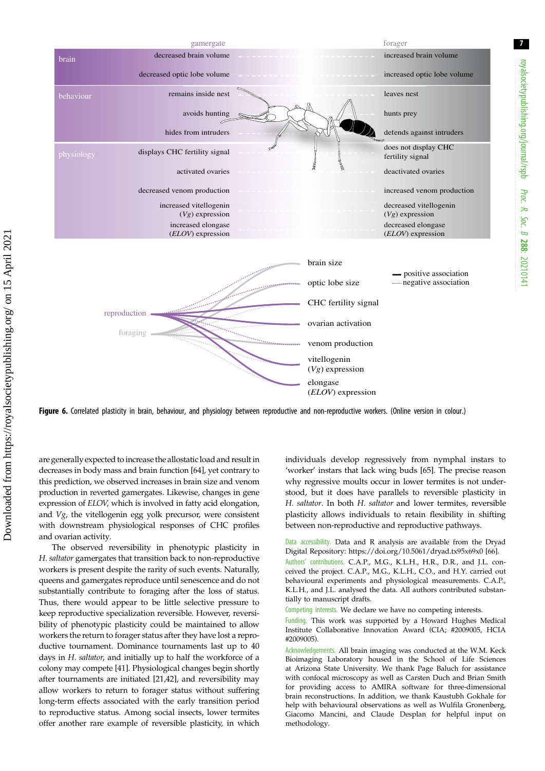Figure 6. Correlated plasticity in brain, behaviour, and physiology between reproductive and non-reproductive workers. (Online version in colour.)

are generally expected to increase the allostatic load and result in decreases in body mass and brain function [64], yet contrary to this prediction, we observed increases in brain size and venom production in reverted gamergates. Likewise, changes in gene expression of *ELOV*, which is involved in fatty acid elongation, and *Vg*, the vitellogenin egg yolk precursor, were consistent with downstream physiological responses of CHC profiles and ovarian activity.

The observed reversibility in phenotypic plasticity in *H. saltator* gamergates that transition back to non-reproductive workers is present despite the rarity of such events. Naturally, queens and gamergates reproduce until senescence and do not substantially contribute to foraging after the loss of status. Thus, there would appear to be little selective pressure to keep reproductive specialization reversible. However, reversibility of phenotypic plasticity could be maintained to allow workers the return to forager status after they have lost a reproductive tournament. Dominance tournaments last up to 40 days in *H. saltator*, and initially up to half the workforce of a colony may compete [41]. Physiological changes begin shortly after tournaments are initiated [21,42], and reversibility may allow workers to return to forager status without suffering long-term effects associated with the early transition period to reproductive status. Among social insects, lower termites offer another rare example of reversible plasticity, in which individuals develop regressively from nymphal instars to 'worker' instars that lack wing buds [65]. The precise reason why regressive moults occur in lower termites is not understood, but it does have parallels to reversible plasticity in *H. saltator*. In both *H. saltator* and lower termites, reversible plasticity allows individuals to retain flexibility in shifting between non-reproductive and reproductive pathways.

Data accessibility. Data and R analysis are available from the Dryad Digital Repository: https://doi.org/10.5061/dryad.tx95x69x0 [66].

Authors' contributions. C.A.P., M.G., K.L.H., H.R., D.R., and J.L. conceived the project. C.A.P., M.G., K.L.H., C.O., and H.Y. carried out behavioural experiments and physiological measurements. C.A.P., K.L.H., and J.L. analysed the data. All authors contributed substantially to manuscript drafts.

Competing interests. We declare we have no competing interests.

Funding. This work was supported by a Howard Hughes Medical Institute Collaborative Innovation Award (CIA; #2009005, HCIA #2009005).

Acknowledgements. All brain imaging was conducted at the W.M. Keck Bioimaging Laboratory housed in the School of Life Sciences at Arizona State University. We thank Page Baluch for assistance with confocal microscopy as well as Carsten Duch and Brian Smith for providing access to AMIRA software for three-dimensional brain reconstructions. In addition, we thank Kaustubh Gokhale for help with behavioural observations as well as Wulfila Gronenberg, Giacomo Mancini, and Claude Desplan for helpful input on methodology.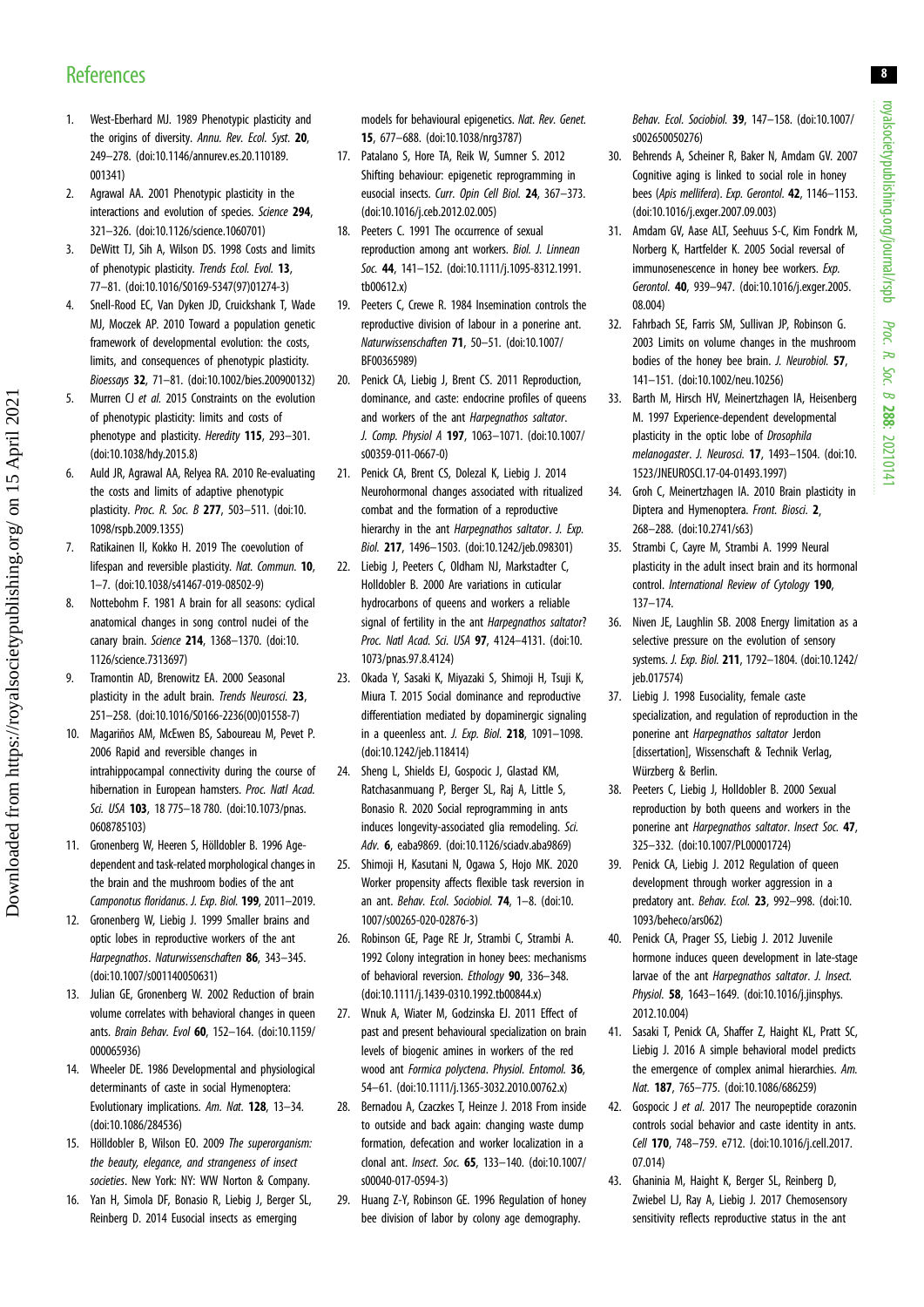## References

1. West-Eberhard MJ. 1989 Phenotypic plasticity and the origins of diversity. *Annu. Rev. Ecol. Syst.* **20**, 249–278. (doi:10.1146/annurev.es.20.110189.001341)
2. Agrawal AA. 2001 Phenotypic plasticity in the interactions and evolution of species. *Science* **294**, 321–326. (doi:10.1126/science.1060701)
3. DeWitt TJ, Sih A, Wilson DS. 1998 Costs and limits of phenotypic plasticity. *Trends Ecol. Evol.* **13**, 77–81. (doi:10.1016/S0169-5347(97)01274-3)
4. Snell-Rood EC, Van Dyken JD, Cruickshank T, Wade MJ, Moczek AP. 2010 Toward a population genetic framework of developmental evolution: the costs, limits, and consequences of phenotypic plasticity. *Bioessays* **32**, 71–81. (doi:10.1002/bies.200900132)
5. Murren CJ *et al.* 2015 Constraints on the evolution of phenotypic plasticity: limits and costs of phenotype and plasticity. *Heredity* **115**, 293–301. (doi:10.1038/hdy.2015.8)
6. Auld JR, Agrawal AA, Relyea RA. 2010 Re-evaluating the costs and limits of adaptive phenotypic plasticity. *Proc. R. Soc. B* **277**, 503–511. (doi:10.1098/rspb.2009.1355)
7. Ratikainen II, Kokko H. 2019 The coevolution of lifespan and reversible plasticity. *Nat. Commun.* **10**, 1–7. (doi:10.1038/s41467-019-08502-9)
8. Nottebohm F. 1981 A brain for all seasons: cyclical anatomical changes in song control nuclei of the canary brain. *Science* **214**, 1368–1370. (doi:10.1126/science.7313697)
9. Tramontin AD, Brenowitz EA. 2000 Seasonal plasticity in the adult brain. *Trends Neurosci.* **23**, 251–258. (doi:10.1016/S0166-2236(00)01558-7)
10. Magariños AM, McEwen BS, Saboureau M, Pevet P. 2006 Rapid and reversible changes in intrahippocampal connectivity during the course of hibernation in European hamsters. *Proc. Natl Acad. Sci. USA* **103**, 18 775–18 780. (doi:10.1073/pnas.0608785103)
11. Gronenberg W, Heeren S, Hölldobler B. 1996 Age-dependent and task-related morphological changes in the brain and the mushroom bodies of the ant *Camponotus floridanus*. *J. Exp. Biol.* **199**, 2011–2019.
12. Gronenberg W, Liebig J. 1999 Smaller brains and optic lobes in reproductive workers of the ant *Harpegnathos*. *Naturwissenschaften* **86**, 343–345. (doi:10.1007/s001140050631)
13. Julian GE, Gronenberg W. 2002 Reduction of brain volume correlates with behavioral changes in queen ants. *Brain Behav. Evol* **60**, 152–164. (doi:10.1159/000065936)
14. Wheeler DE. 1986 Developmental and physiological determinants of caste in social Hymenoptera: Evolutionary implications. *Am. Nat.* **128**, 13–34. (doi:10.1086/284536)
15. Hölldobler B, Wilson EO. 2009 *The superorganism: the beauty, elegance, and strangeness of insect societies*. New York: NY: WW Norton & Company.
16. Yan H, Simola DF, Bonasio R, Liebig J, Berger SL, Reinberg D. 2014 Eusocial insects as emerging models for behavioural epigenetics. *Nat. Rev. Genet.* **15**, 677–688. (doi:10.1038/nrg3787)
17. Patalano S, Hore TA, Reik W, Sumner S. 2012 Shifting behaviour: epigenetic reprogramming in eusocial insects. *Curr. Opin Cell Biol.* **24**, 367–373. (doi:10.1016/j.ceb.2012.02.005)
18. Peeters C. 1991 The occurrence of sexual reproduction among ant workers. *Biol. J. Linnean Soc.* **44**, 141–152. (doi:10.1111/j.1095-8312.1991.tb00612.x)
19. Peeters C, Crewe R. 1984 Insemination controls the reproductive division of labour in a ponerine ant. *Naturwissenschaften* **71**, 50–51. (doi:10.1007/BF00365989)
20. Penick CA, Liebig J, Brent CS. 2011 Reproduction, dominance, and caste: endocrine profiles of queens and workers of the ant *Harpegnathos saltator*. *J. Comp. Physiol A* **197**, 1063–1071. (doi:10.1007/s00359-011-0667-0)
21. Penick CA, Brent CS, Dolezal K, Liebig J. 2014 Neurohormonal changes associated with ritualized combat and the formation of a reproductive hierarchy in the ant *Harpegnathos saltator*. *J. Exp. Biol.* **217**, 1496–1503. (doi:10.1242/jeb.098301)
22. Liebig J, Peeters C, Oldham NJ, Markstadter C, Holldobler B. 2000 Are variations in cuticular hydrocarbons of queens and workers a reliable signal of fertility in the ant *Harpegnathos saltator*? *Proc. Natl Acad. Sci. USA* **97**, 4124–4131. (doi:10.1073/pnas.97.8.4124)
23. Okada Y, Sasaki K, Miyazaki S, Shimoji H, Tsuji K, Miura T. 2015 Social dominance and reproductive differentiation mediated by dopaminergic signaling in a queenless ant. *J. Exp. Biol.* **218**, 1091–1098. (doi:10.1242/jeb.118414)
24. Sheng L, Shields EJ, Gospocic J, Glastad KM, Ratchasanmuang P, Berger SL, Raj A, Little S, Bonasio R. 2020 Social reprogramming in ants induces longevity-associated glia remodeling. *Sci. Adv.* **6**, eaba9869. (doi:10.1126/sciadv.aba9869)
25. Shimoji H, Kasutani N, Ogawa S, Hojo MK. 2020 Worker propensity affects flexible task reversion in an ant. *Behav. Ecol. Sociobiol.* **74**, 1–8. (doi:10.1007/s00265-020-02876-3)
26. Robinson GE, Page RE Jr, Strambi C, Strambi A. 1992 Colony integration in honey bees: mechanisms of behavioral reversion. *Ethology* **90**, 336–348. (doi:10.1111/j.1439-0310.1992.tb00844.x)
27. Wnuk A, Wiater M, Godzinska EJ. 2011 Effect of past and present behavioural specialization on brain levels of biogenic amines in workers of the red wood ant *Formica polyctena*. *Physiol. Entomol.* **36**, 54–61. (doi:10.1111/j.1365-3032.2010.00762.x)
28. Bernadou A, Czaczkes T, Heinze J. 2018 From inside to outside and back again: changing waste dump formation, defecation and worker localization in a clonal ant. *Insect. Soc.* **65**, 133–140. (doi:10.1007/s00040-017-0594-3)
29. Huang Z-Y, Robinson GE. 1996 Regulation of honey bee division of labor by colony age demography. *Behav. Ecol. Sociobiol.* **39**, 147–158. (doi:10.1007/s002650050276)
30. Behrends A, Scheiner R, Baker N, Amdam GV. 2007 Cognitive aging is linked to social role in honey bees (*Apis mellifera*). *Exp. Gerontol.* **42**, 1146–1153. (doi:10.1016/j.exger.2007.09.003)
31. Amdam GV, Aase ALT, Seehuus S-C, Kim Fondrk M, Norberg K, Hartfelder K. 2005 Social reversal of immunosenescence in honey bee workers. *Exp. Gerontol.* **40**, 939–947. (doi:10.1016/j.exger.2005.08.004)
32. Fahrbach SE, Farris SM, Sullivan JP, Robinson G. 2003 Limits on volume changes in the mushroom bodies of the honey bee brain. *J. Neurobiol.* **57**, 141–151. (doi:10.1002/neu.10256)
33. Barth M, Hirsch HV, Meinertzhagen IA, Heisenberg M. 1997 Experience-dependent developmental plasticity in the optic lobe of *Drosophila melanogaster*. *J. Neurosci.* **17**, 1493–1504. (doi:10.1523/JNEUROSCI.17-04-01493.1997)
34. Groh C, Meinertzhagen IA. 2010 Brain plasticity in Diptera and Hymenoptera. *Front. Biosci.* **2**, 268–288. (doi:10.2741/s63)
35. Strambi C, Cayre M, Strambi A. 1999 Neural plasticity in the adult insect brain and its hormonal control. *International Review of Cytology* **190**, 137–174.
36. Niven JE, Laughlin SB. 2008 Energy limitation as a selective pressure on the evolution of sensory systems. *J. Exp. Biol.* **211**, 1792–1804. (doi:10.1242/jeb.017574)
37. Liebig J. 1998 Eusociality, female caste specialization, and regulation of reproduction in the ponerine ant *Harpegnathos saltator* Jerdon [dissertation], Wissenschaft & Technik Verlag, Würzberg & Berlin.
38. Peeters C, Liebig J, Holldobler B. 2000 Sexual reproduction by both queens and workers in the ponerine ant *Harpegnathos saltator*. *Insect Soc.* **47**, 325–332. (doi:10.1007/PL00001724)
39. Penick CA, Liebig J. 2012 Regulation of queen development through worker aggression in a predatory ant. *Behav. Ecol.* **23**, 992–998. (doi:10.1093/beheco/ars062)
40. Penick CA, Prager SS, Liebig J. 2012 Juvenile hormone induces queen development in late-stage larvae of the ant *Harpegnathos saltator*. *J. Insect. Physiol.* **58**, 1643–1649. (doi:10.1016/j.jinsphys.2012.10.004)
41. Sasaki T, Penick CA, Shaffer Z, Haight KL, Pratt SC, Liebig J. 2016 A simple behavioral model predicts the emergence of complex animal hierarchies. *Am. Nat.* **187**, 765–775. (doi:10.1086/686259)
42. Gospocic J *et al.* 2017 The neuropeptide corazonin controls social behavior and caste identity in ants. *Cell* **170**, 748–759. e712. (doi:10.1016/j.cell.2017.07.014)
43. Ghaninia M, Haight K, Berger SL, Reinberg D, Zwiebel LJ, Ray A, Liebig J. 2017 Chemosensory sensitivity reflects reproductive status in the ant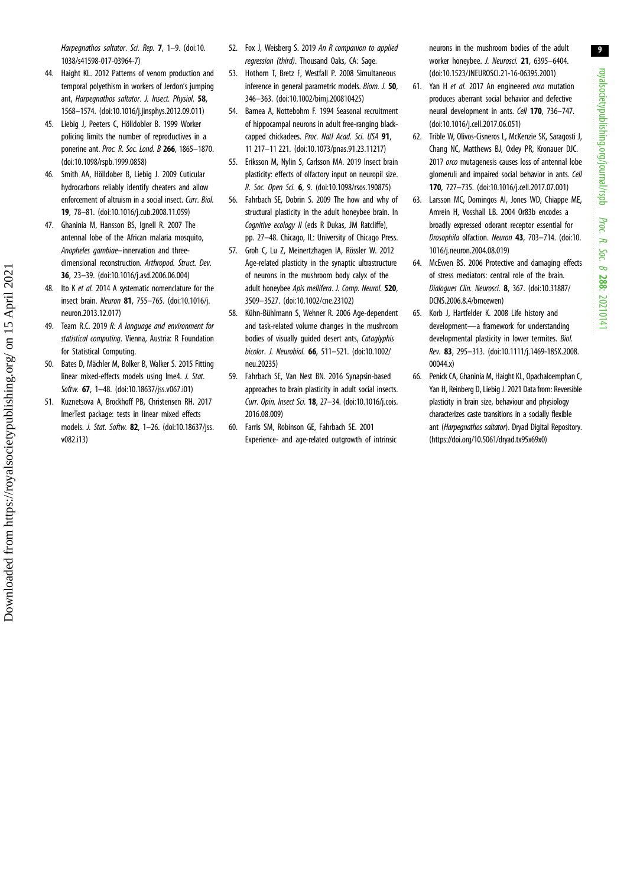*Harpegnathos saltator*. *Sci. Rep.* **7**, 1–9. (doi:10.1038/s41598-017-03964-7)

44. Haight KL. 2012 Patterns of venom production and temporal polyethism in workers of Jerdon's jumping ant, *Harpegnathos saltator*. *J. Insect. Physiol.* **58**, 1568–1574. (doi:10.1016/j.jinsphys.2012.09.011)
45. Liebig J, Peeters C, Hölldobler B. 1999 Worker policing limits the number of reproductives in a ponerine ant. *Proc. R. Soc. Lond. B* **266**, 1865–1870. (doi:10.1098/rspb.1999.0858)
46. Smith AA, Hölldober B, Liebig J. 2009 Cuticular hydrocarbons reliably identify cheaters and allow enforcement of altruism in a social insect. *Curr. Biol.* **19**, 78–81. (doi:10.1016/j.cub.2008.11.059)
47. Ghaninia M, Hansson BS, Ignell R. 2007 The antennal lobe of the African malaria mosquito, *Anopheles gambiae*–innervation and three-dimensional reconstruction. *Arthropod. Struct. Dev.* **36**, 23–39. (doi:10.1016/j.asd.2006.06.004)
48. Ito K *et al.* 2014 A systematic nomenclature for the insect brain. *Neuron* **81**, 755–765. (doi:10.1016/j.neuron.2013.12.017)
49. Team R.C. 2019 *R: A language and environment for statistical computing*. Vienna, Austria: R Foundation for Statistical Computing.
50. Bates D, Mächler M, Bolker B, Walker S. 2015 Fitting linear mixed-effects models using lme4. *J. Stat. Softw.* **67**, 1–48. (doi:10.18637/jss.v067.i01)
51. Kuznetsova A, Brockhoff PB, Christensen RH. 2017 lmerTest package: tests in linear mixed effects models. *J. Stat. Softw.* **82**, 1–26. (doi:10.18637/jss.v082.i13)
52. Fox J, Weisberg S. 2019 *An R companion to applied regression (third)*. Thousand Oaks, CA: Sage.
53. Hothorn T, Bretz F, Westfall P. 2008 Simultaneous inference in general parametric models. *Biom. J.* **50**, 346–363. (doi:10.1002/bimj.200810425)
54. Barnea A, Nottebohm F. 1994 Seasonal recruitment of hippocampal neurons in adult free-ranging black-capped chickadees. *Proc. Natl Acad. Sci. USA* **91**, 11 217–11 221. (doi:10.1073/pnas.91.23.11217)
55. Eriksson M, Nylin S, Carlsson MA. 2019 Insect brain plasticity: effects of olfactory input on neuropil size. *R. Soc. Open Sci.* **6**, 9. (doi:10.1098/rsos.190875)
56. Fahrbach SE, Dobrin S. 2009 The how and why of structural plasticity in the adult honeybee brain. In *Cognitive ecology II* (eds R Dukas, JM Ratcliffe), pp. 27–48. Chicago, IL: University of Chicago Press.
57. Groh C, Lu Z, Meinertzhagen IA, Rössler W. 2012 Age-related plasticity in the synaptic ultrastructure of neurons in the mushroom body calyx of the adult honeybee *Apis mellifera*. *J. Comp. Neurol.* **520**, 3509–3527. (doi:10.1002/cne.23102)
58. Kühn-Bühlmann S, Wehner R. 2006 Age-dependent and task-related volume changes in the mushroom bodies of visually guided desert ants, *Cataglyphis bicolor*. *J. Neurobiol.* **66**, 511–521. (doi:10.1002/neu.20235)
59. Fahrbach SE, Van Nest BN. 2016 Synapsin-based approaches to brain plasticity in adult social insects. *Curr. Opin. Insect Sci.* **18**, 27–34. (doi:10.1016/j.cois.2016.08.009)
60. Farris SM, Robinson GE, Fahrbach SE. 2001 Experience- and age-related outgrowth of intrinsic neurons in the mushroom bodies of the adult worker honeybee. *J. Neurosci.* **21**, 6395–6404. (doi:10.1523/JNEUROSCI.21-16-06395.2001)
61. Yan H *et al.* 2017 An engineered *orco* mutation produces aberrant social behavior and defective neural development in ants. *Cell* **170**, 736–747. (doi:10.1016/j.cell.2017.06.051)
62. Trible W, Olivos-Cisneros L, McKenzie SK, Saragosti J, Chang NC, Matthews BJ, Oxley PR, Kronauer DJC. 2017 *orco* mutagenesis causes loss of antennal lobe glomeruli and impaired social behavior in ants. *Cell* **170**, 727–735. (doi:10.1016/j.cell.2017.07.001)
63. Larsson MC, Domingos AI, Jones WD, Chiappe ME, Amrein H, Vosshall LB. 2004 Or83b encodes a broadly expressed odorant receptor essential for *Drosophila* olfaction. *Neuron* **43**, 703–714. (doi:10.1016/j.neuron.2004.08.019)
64. McEwen BS. 2006 Protective and damaging effects of stress mediators: central role of the brain. *Dialogues Clin. Neurosci.* **8**, 367. (doi:10.31887/DCNS.2006.8.4/bmcewen)
65. Korb J, Hartfelder K. 2008 Life history and development—a framework for understanding developmental plasticity in lower termites. *Biol. Rev.* **83**, 295–313. (doi:10.1111/j.1469-185X.2008.00044.x)
66. Penick CA, Ghaninia M, Haight KL, Opachaloemphan C, Yan H, Reinberg D, Liebig J. 2021 Data from: Reversible plasticity in brain size, behaviour and physiology characterizes caste transitions in a socially flexible ant (*Harpegnathos saltator*). Dryad Digital Repository. (https://doi.org/10.5061/dryad.tx95x69x0)